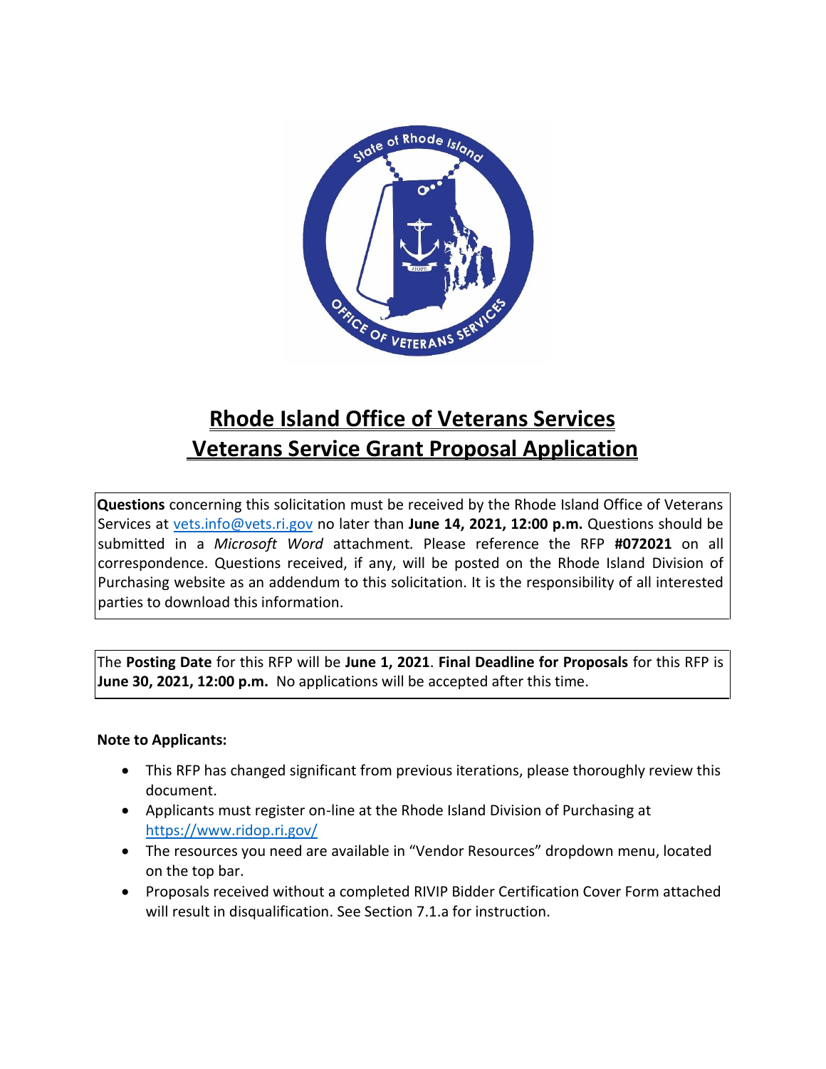# Rhode Island Office of Veterans Services
# Veterans Service Grant Proposal Application

**Questions** concerning this solicitation must be received by the Rhode Island Office of Veterans Services at vets.info@vets.ri.gov no later than **June 14, 2021, 12:00 p.m.** Questions should be submitted in a *Microsoft Word* attachment*.* Please reference the RFP **#072021** on all correspondence. Questions received, if any, will be posted on the Rhode Island Division of Purchasing website as an addendum to this solicitation. It is the responsibility of all interested parties to download this information.

The **Posting Date** for this RFP will be **June 1, 2021**. **Final Deadline for Proposals** for this RFP is **June 30, 2021, 12:00 p.m.** No applications will be accepted after this time.

**Note to Applicants:**

- This RFP has changed significant from previous iterations, please thoroughly review this document.
- Applicants must register on-line at the Rhode Island Division of Purchasing at https://www.ridop.ri.gov/
- The resources you need are available in "Vendor Resources" dropdown menu, located on the top bar.
- Proposals received without a completed RIVIP Bidder Certification Cover Form attached will result in disqualification. See Section 7.1.a for instruction.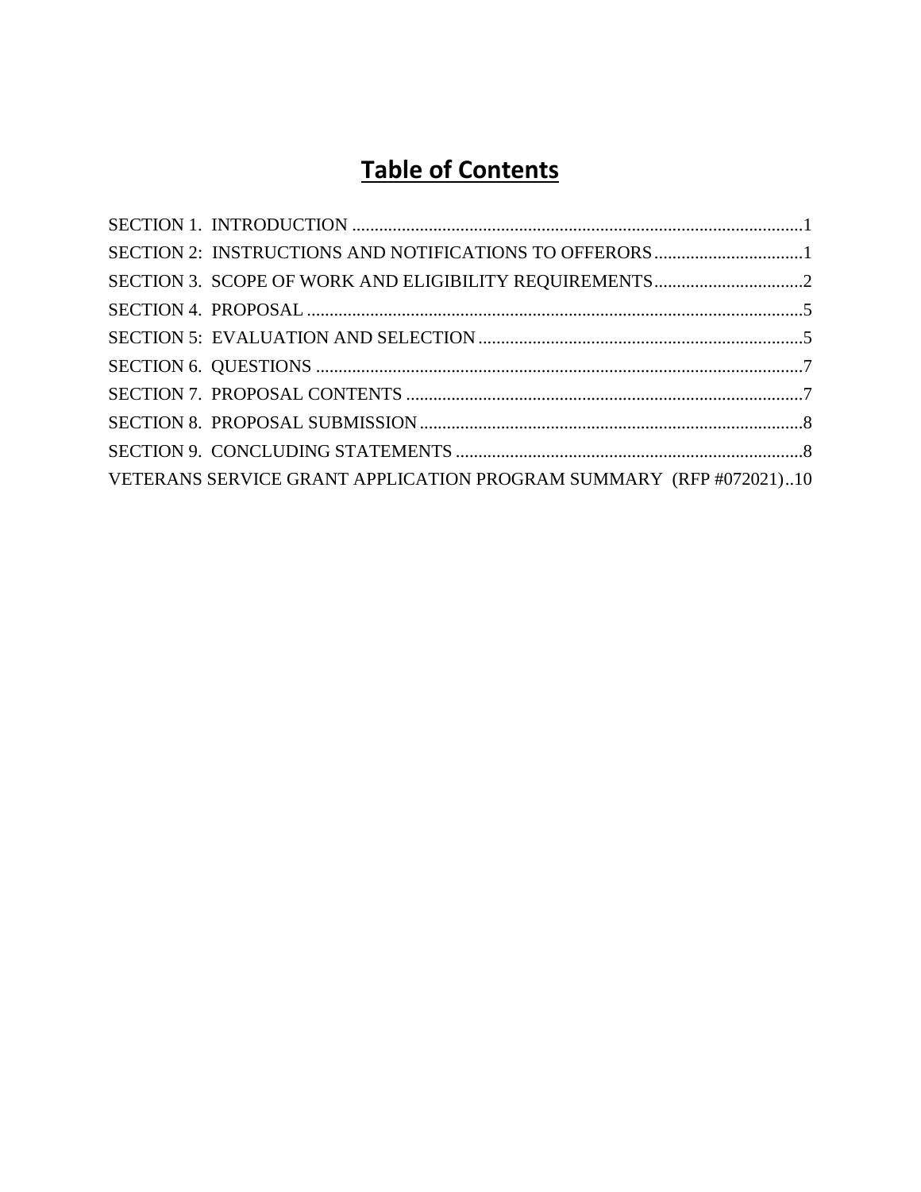# Table of Contents

SECTION 1. INTRODUCTION ....................................................................................................1

SECTION 2: INSTRUCTIONS AND NOTIFICATIONS TO OFFERORS.................................1

SECTION 3. SCOPE OF WORK AND ELIGIBILITY REQUIREMENTS.................................2

SECTION 4. PROPOSAL ...............................................................................................................5

SECTION 5: EVALUATION AND SELECTION........................................................................5

SECTION 6. QUESTIONS .............................................................................................................7

SECTION 7. PROPOSAL CONTENTS .........................................................................................7

SECTION 8. PROPOSAL SUBMISSION......................................................................................8

SECTION 9. CONCLUDING STATEMENTS ..............................................................................8

VETERANS SERVICE GRANT APPLICATION PROGRAM SUMMARY (RFP #072021)..10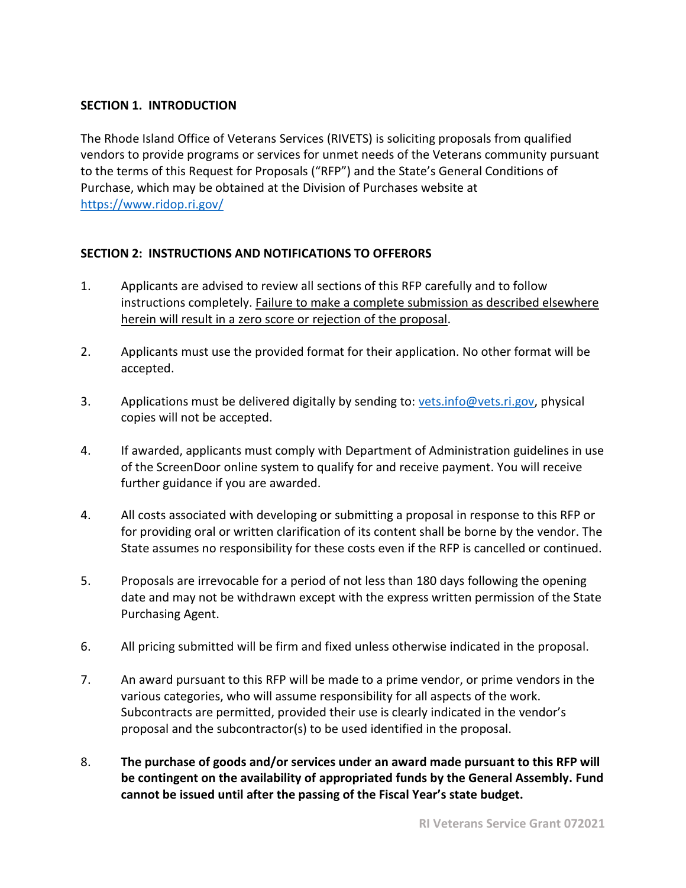## SECTION 1. INTRODUCTION

The Rhode Island Office of Veterans Services (RIVETS) is soliciting proposals from qualified vendors to provide programs or services for unmet needs of the Veterans community pursuant to the terms of this Request for Proposals ("RFP") and the State's General Conditions of Purchase, which may be obtained at the Division of Purchases website at https://www.ridop.ri.gov/

## SECTION 2: INSTRUCTIONS AND NOTIFICATIONS TO OFFERORS

1. Applicants are advised to review all sections of this RFP carefully and to follow instructions completely. Failure to make a complete submission as described elsewhere herein will result in a zero score or rejection of the proposal.

2. Applicants must use the provided format for their application. No other format will be accepted.

3. Applications must be delivered digitally by sending to: vets.info@vets.ri.gov, physical copies will not be accepted.

4. If awarded, applicants must comply with Department of Administration guidelines in use of the ScreenDoor online system to qualify for and receive payment. You will receive further guidance if you are awarded.

4. All costs associated with developing or submitting a proposal in response to this RFP or for providing oral or written clarification of its content shall be borne by the vendor. The State assumes no responsibility for these costs even if the RFP is cancelled or continued.

5. Proposals are irrevocable for a period of not less than 180 days following the opening date and may not be withdrawn except with the express written permission of the State Purchasing Agent.

6. All pricing submitted will be firm and fixed unless otherwise indicated in the proposal.

7. An award pursuant to this RFP will be made to a prime vendor, or prime vendors in the various categories, who will assume responsibility for all aspects of the work. Subcontracts are permitted, provided their use is clearly indicated in the vendor's proposal and the subcontractor(s) to be used identified in the proposal.

8. **The purchase of goods and/or services under an award made pursuant to this RFP will be contingent on the availability of appropriated funds by the General Assembly. Fund cannot be issued until after the passing of the Fiscal Year's state budget.**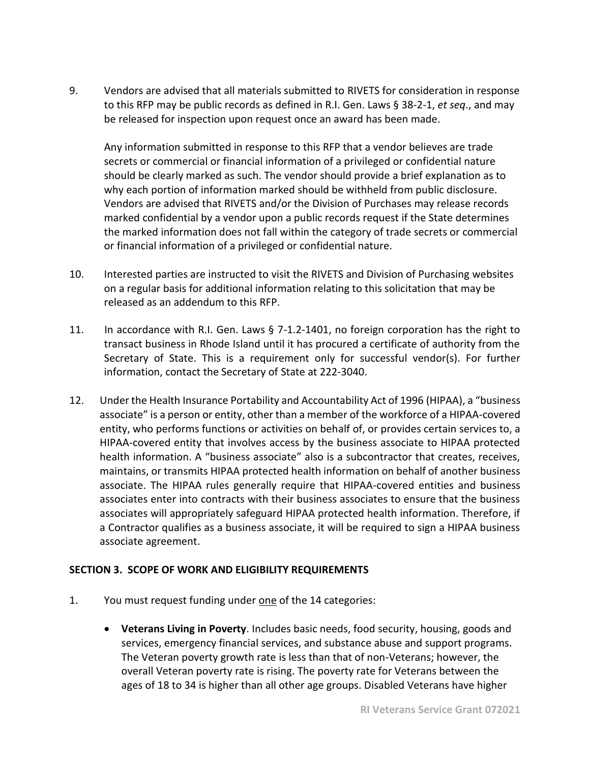9. Vendors are advised that all materials submitted to RIVETS for consideration in response to this RFP may be public records as defined in R.I. Gen. Laws § 38-2-1, *et seq*., and may be released for inspection upon request once an award has been made.

   Any information submitted in response to this RFP that a vendor believes are trade secrets or commercial or financial information of a privileged or confidential nature should be clearly marked as such. The vendor should provide a brief explanation as to why each portion of information marked should be withheld from public disclosure. Vendors are advised that RIVETS and/or the Division of Purchases may release records marked confidential by a vendor upon a public records request if the State determines the marked information does not fall within the category of trade secrets or commercial or financial information of a privileged or confidential nature.

10. Interested parties are instructed to visit the RIVETS and Division of Purchasing websites on a regular basis for additional information relating to this solicitation that may be released as an addendum to this RFP.

11. In accordance with R.I. Gen. Laws § 7-1.2-1401, no foreign corporation has the right to transact business in Rhode Island until it has procured a certificate of authority from the Secretary of State. This is a requirement only for successful vendor(s). For further information, contact the Secretary of State at 222-3040.

12. Under the Health Insurance Portability and Accountability Act of 1996 (HIPAA), a "business associate" is a person or entity, other than a member of the workforce of a HIPAA-covered entity, who performs functions or activities on behalf of, or provides certain services to, a HIPAA-covered entity that involves access by the business associate to HIPAA protected health information. A "business associate" also is a subcontractor that creates, receives, maintains, or transmits HIPAA protected health information on behalf of another business associate. The HIPAA rules generally require that HIPAA-covered entities and business associates enter into contracts with their business associates to ensure that the business associates will appropriately safeguard HIPAA protected health information. Therefore, if a Contractor qualifies as a business associate, it will be required to sign a HIPAA business associate agreement.

## SECTION 3. SCOPE OF WORK AND ELIGIBILITY REQUIREMENTS

1. You must request funding under <u>one</u> of the 14 categories:

   - **Veterans Living in Poverty**. Includes basic needs, food security, housing, goods and services, emergency financial services, and substance abuse and support programs. The Veteran poverty growth rate is less than that of non-Veterans; however, the overall Veteran poverty rate is rising. The poverty rate for Veterans between the ages of 18 to 34 is higher than all other age groups. Disabled Veterans have higher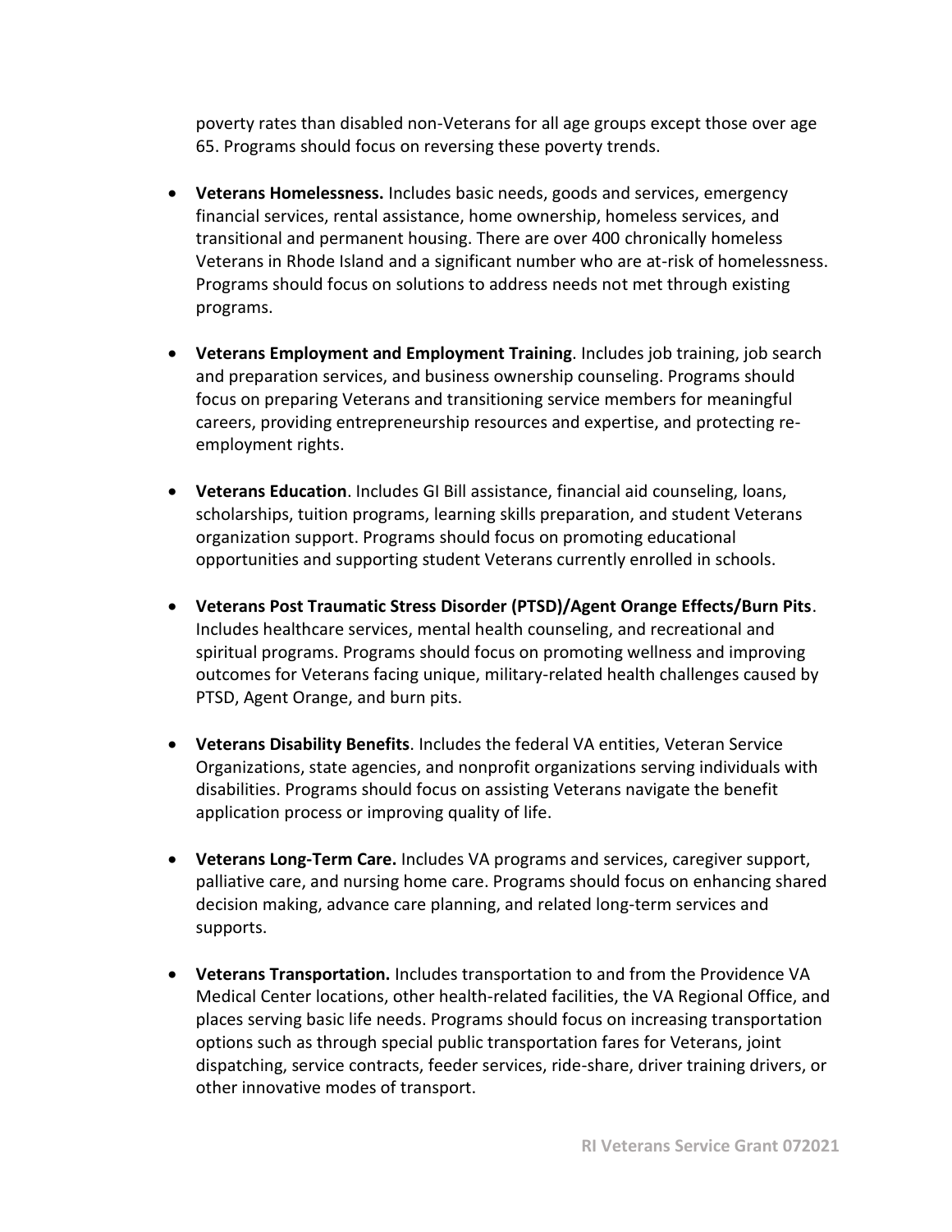poverty rates than disabled non-Veterans for all age groups except those over age 65. Programs should focus on reversing these poverty trends.

- **Veterans Homelessness.** Includes basic needs, goods and services, emergency financial services, rental assistance, home ownership, homeless services, and transitional and permanent housing. There are over 400 chronically homeless Veterans in Rhode Island and a significant number who are at-risk of homelessness. Programs should focus on solutions to address needs not met through existing programs.

- **Veterans Employment and Employment Training**. Includes job training, job search and preparation services, and business ownership counseling. Programs should focus on preparing Veterans and transitioning service members for meaningful careers, providing entrepreneurship resources and expertise, and protecting re-employment rights.

- **Veterans Education**. Includes GI Bill assistance, financial aid counseling, loans, scholarships, tuition programs, learning skills preparation, and student Veterans organization support. Programs should focus on promoting educational opportunities and supporting student Veterans currently enrolled in schools.

- **Veterans Post Traumatic Stress Disorder (PTSD)/Agent Orange Effects/Burn Pits**. Includes healthcare services, mental health counseling, and recreational and spiritual programs. Programs should focus on promoting wellness and improving outcomes for Veterans facing unique, military-related health challenges caused by PTSD, Agent Orange, and burn pits.

- **Veterans Disability Benefits**. Includes the federal VA entities, Veteran Service Organizations, state agencies, and nonprofit organizations serving individuals with disabilities. Programs should focus on assisting Veterans navigate the benefit application process or improving quality of life.

- **Veterans Long-Term Care.** Includes VA programs and services, caregiver support, palliative care, and nursing home care. Programs should focus on enhancing shared decision making, advance care planning, and related long-term services and supports.

- **Veterans Transportation.** Includes transportation to and from the Providence VA Medical Center locations, other health-related facilities, the VA Regional Office, and places serving basic life needs. Programs should focus on increasing transportation options such as through special public transportation fares for Veterans, joint dispatching, service contracts, feeder services, ride-share, driver training drivers, or other innovative modes of transport.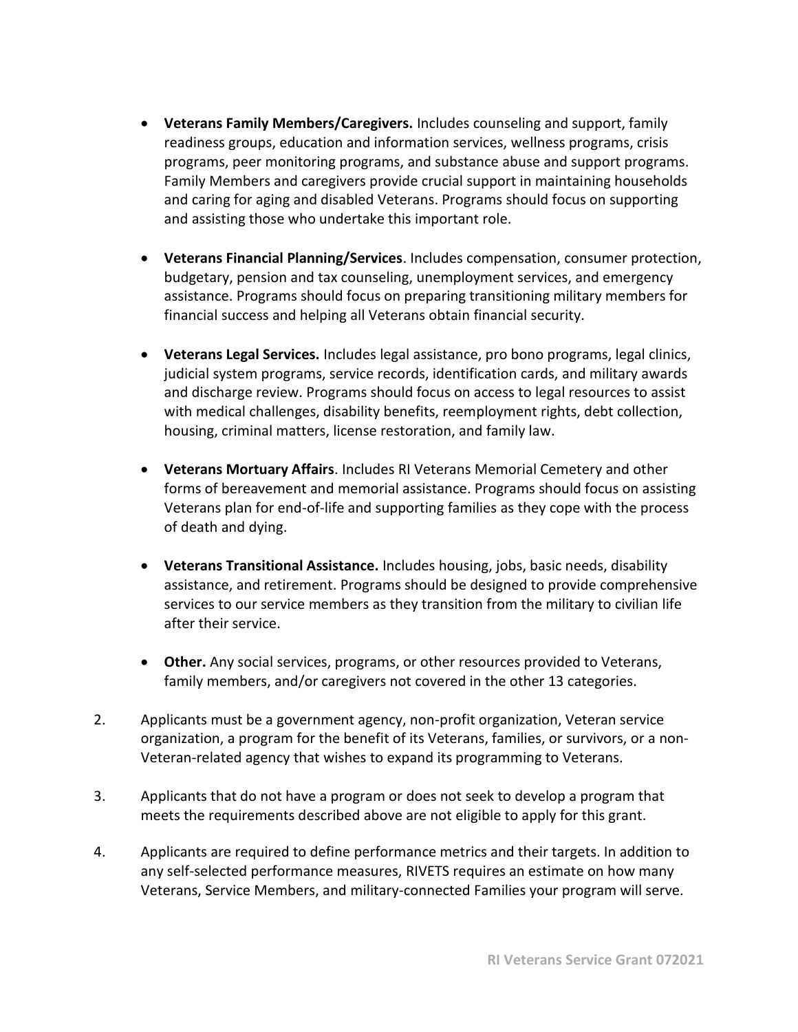- **Veterans Family Members/Caregivers.** Includes counseling and support, family readiness groups, education and information services, wellness programs, crisis programs, peer monitoring programs, and substance abuse and support programs. Family Members and caregivers provide crucial support in maintaining households and caring for aging and disabled Veterans. Programs should focus on supporting and assisting those who undertake this important role.

- **Veterans Financial Planning/Services**. Includes compensation, consumer protection, budgetary, pension and tax counseling, unemployment services, and emergency assistance. Programs should focus on preparing transitioning military members for financial success and helping all Veterans obtain financial security.

- **Veterans Legal Services.** Includes legal assistance, pro bono programs, legal clinics, judicial system programs, service records, identification cards, and military awards and discharge review. Programs should focus on access to legal resources to assist with medical challenges, disability benefits, reemployment rights, debt collection, housing, criminal matters, license restoration, and family law.

- **Veterans Mortuary Affairs**. Includes RI Veterans Memorial Cemetery and other forms of bereavement and memorial assistance. Programs should focus on assisting Veterans plan for end-of-life and supporting families as they cope with the process of death and dying.

- **Veterans Transitional Assistance.** Includes housing, jobs, basic needs, disability assistance, and retirement. Programs should be designed to provide comprehensive services to our service members as they transition from the military to civilian life after their service.

- **Other.** Any social services, programs, or other resources provided to Veterans, family members, and/or caregivers not covered in the other 13 categories.

2. Applicants must be a government agency, non-profit organization, Veteran service organization, a program for the benefit of its Veterans, families, or survivors, or a non-Veteran-related agency that wishes to expand its programming to Veterans.

3. Applicants that do not have a program or does not seek to develop a program that meets the requirements described above are not eligible to apply for this grant.

4. Applicants are required to define performance metrics and their targets. In addition to any self-selected performance measures, RIVETS requires an estimate on how many Veterans, Service Members, and military-connected Families your program will serve.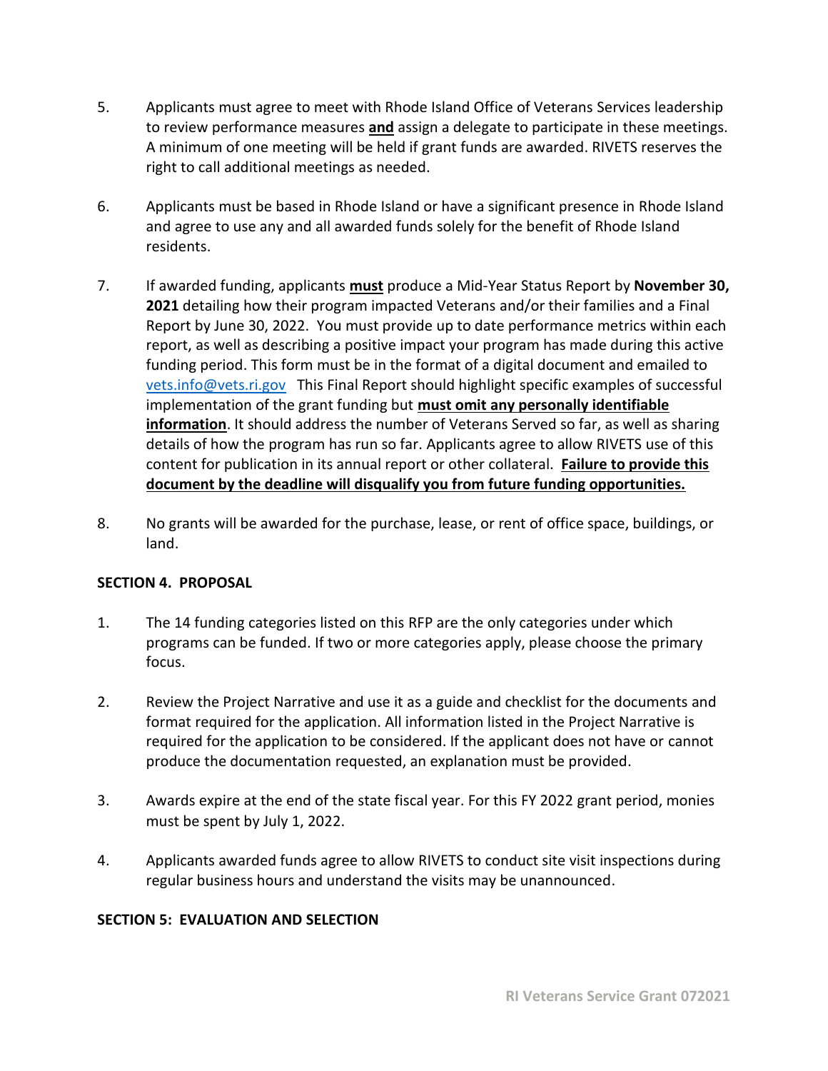5. Applicants must agree to meet with Rhode Island Office of Veterans Services leadership to review performance measures **and** assign a delegate to participate in these meetings. A minimum of one meeting will be held if grant funds are awarded. RIVETS reserves the right to call additional meetings as needed.

6. Applicants must be based in Rhode Island or have a significant presence in Rhode Island and agree to use any and all awarded funds solely for the benefit of Rhode Island residents.

7. If awarded funding, applicants **must** produce a Mid-Year Status Report by **November 30, 2021** detailing how their program impacted Veterans and/or their families and a Final Report by June 30, 2022. You must provide up to date performance metrics within each report, as well as describing a positive impact your program has made during this active funding period. This form must be in the format of a digital document and emailed to vets.info@vets.ri.gov This Final Report should highlight specific examples of successful implementation of the grant funding but **must omit any personally identifiable information**. It should address the number of Veterans Served so far, as well as sharing details of how the program has run so far. Applicants agree to allow RIVETS use of this content for publication in its annual report or other collateral. **Failure to provide this document by the deadline will disqualify you from future funding opportunities.**

8. No grants will be awarded for the purchase, lease, or rent of office space, buildings, or land.

## SECTION 4. PROPOSAL

1. The 14 funding categories listed on this RFP are the only categories under which programs can be funded. If two or more categories apply, please choose the primary focus.

2. Review the Project Narrative and use it as a guide and checklist for the documents and format required for the application. All information listed in the Project Narrative is required for the application to be considered. If the applicant does not have or cannot produce the documentation requested, an explanation must be provided.

3. Awards expire at the end of the state fiscal year. For this FY 2022 grant period, monies must be spent by July 1, 2022.

4. Applicants awarded funds agree to allow RIVETS to conduct site visit inspections during regular business hours and understand the visits may be unannounced.

## SECTION 5: EVALUATION AND SELECTION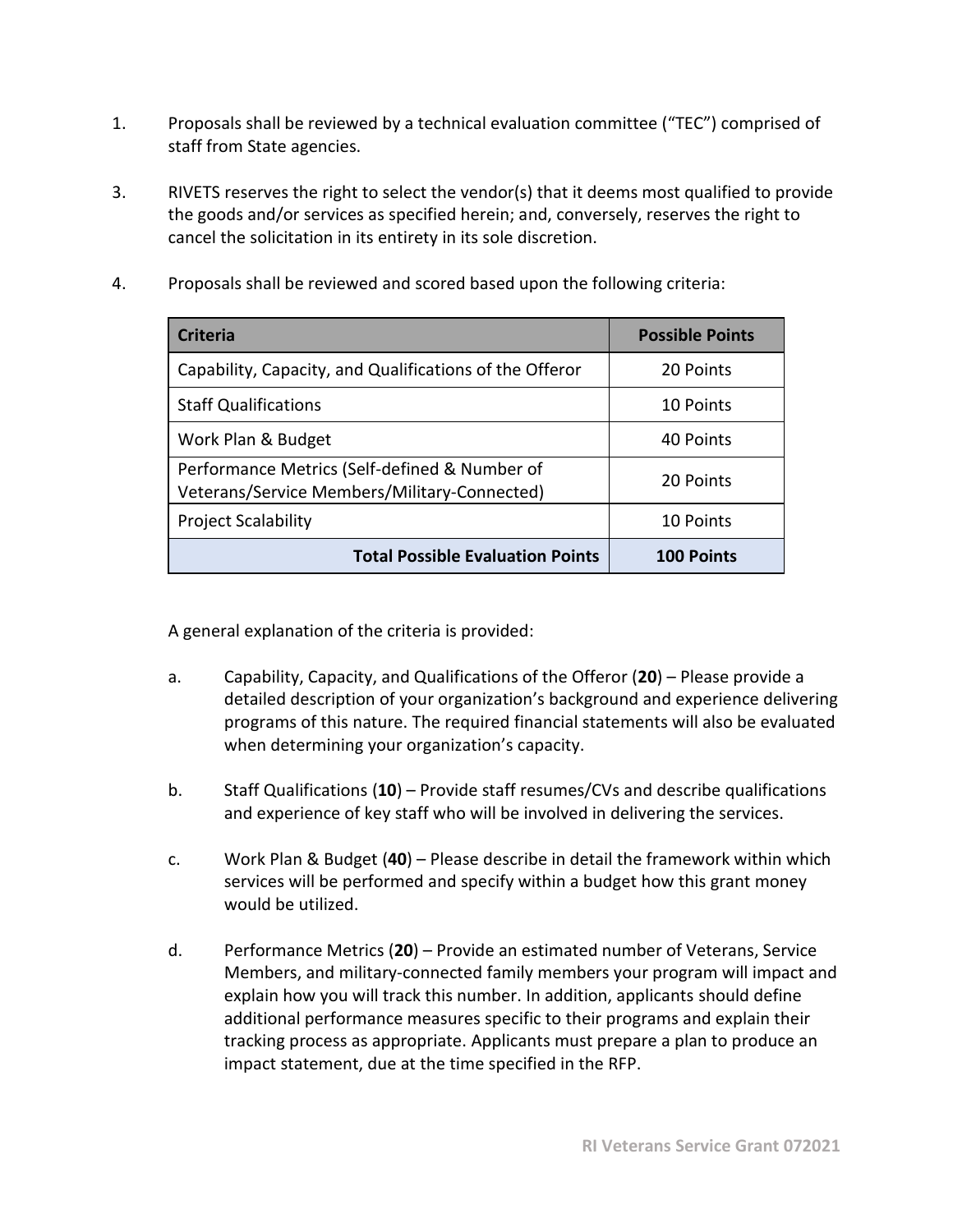1. Proposals shall be reviewed by a technical evaluation committee ("TEC") comprised of staff from State agencies.

3. RIVETS reserves the right to select the vendor(s) that it deems most qualified to provide the goods and/or services as specified herein; and, conversely, reserves the right to cancel the solicitation in its entirety in its sole discretion.

4. Proposals shall be reviewed and scored based upon the following criteria:

| Criteria | Possible Points |
|---|---|
| Capability, Capacity, and Qualifications of the Offeror | 20 Points |
| Staff Qualifications | 10 Points |
| Work Plan & Budget | 40 Points |
| Performance Metrics (Self-defined & Number of Veterans/Service Members/Military-Connected) | 20 Points |
| Project Scalability | 10 Points |
| **Total Possible Evaluation Points** | **100 Points** |

A general explanation of the criteria is provided:

a. Capability, Capacity, and Qualifications of the Offeror (**20**) – Please provide a detailed description of your organization's background and experience delivering programs of this nature. The required financial statements will also be evaluated when determining your organization's capacity.

b. Staff Qualifications (**10**) – Provide staff resumes/CVs and describe qualifications and experience of key staff who will be involved in delivering the services.

c. Work Plan & Budget (**40**) – Please describe in detail the framework within which services will be performed and specify within a budget how this grant money would be utilized.

d. Performance Metrics (**20**) – Provide an estimated number of Veterans, Service Members, and military-connected family members your program will impact and explain how you will track this number. In addition, applicants should define additional performance measures specific to their programs and explain their tracking process as appropriate. Applicants must prepare a plan to produce an impact statement, due at the time specified in the RFP.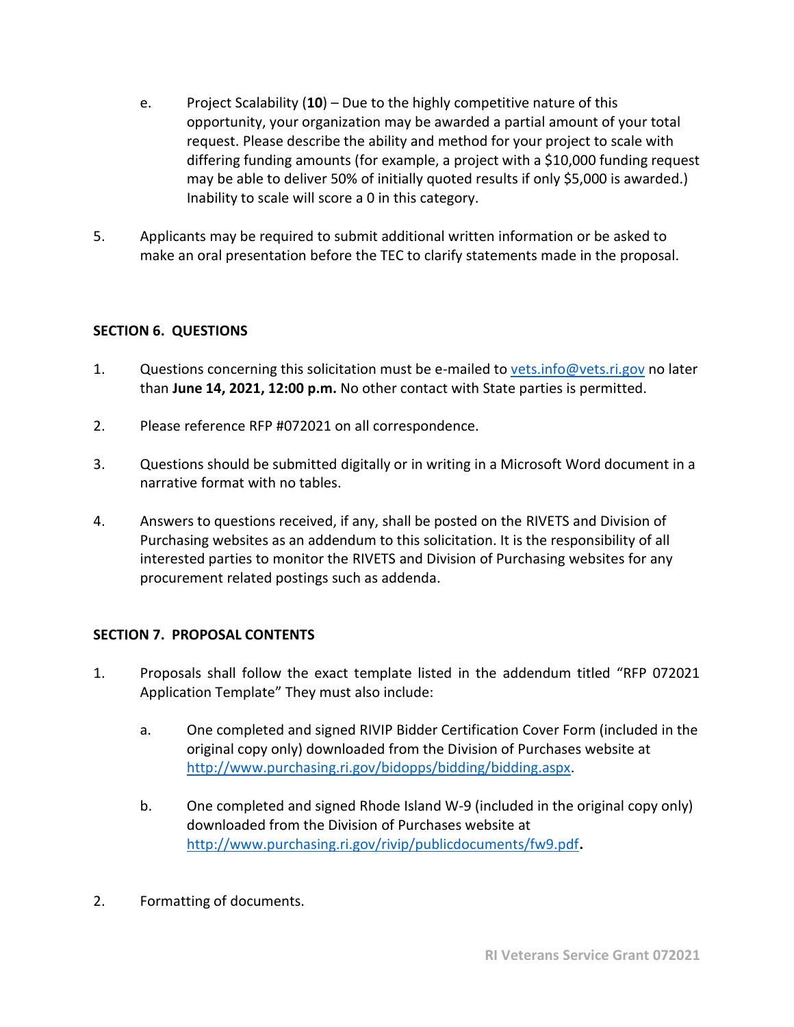e. Project Scalability (**10**) – Due to the highly competitive nature of this opportunity, your organization may be awarded a partial amount of your total request. Please describe the ability and method for your project to scale with differing funding amounts (for example, a project with a $10,000 funding request may be able to deliver 50% of initially quoted results if only $5,000 is awarded.) Inability to scale will score a 0 in this category.

5. Applicants may be required to submit additional written information or be asked to make an oral presentation before the TEC to clarify statements made in the proposal.

## SECTION 6. QUESTIONS

1. Questions concerning this solicitation must be e-mailed to vets.info@vets.ri.gov no later than **June 14, 2021, 12:00 p.m.** No other contact with State parties is permitted.

2. Please reference RFP #072021 on all correspondence.

3. Questions should be submitted digitally or in writing in a Microsoft Word document in a narrative format with no tables.

4. Answers to questions received, if any, shall be posted on the RIVETS and Division of Purchasing websites as an addendum to this solicitation. It is the responsibility of all interested parties to monitor the RIVETS and Division of Purchasing websites for any procurement related postings such as addenda.

## SECTION 7. PROPOSAL CONTENTS

1. Proposals shall follow the exact template listed in the addendum titled "RFP 072021 Application Template" They must also include:

   a. One completed and signed RIVIP Bidder Certification Cover Form (included in the original copy only) downloaded from the Division of Purchases website at http://www.purchasing.ri.gov/bidopps/bidding/bidding.aspx.

   b. One completed and signed Rhode Island W-9 (included in the original copy only) downloaded from the Division of Purchases website at http://www.purchasing.ri.gov/rivip/publicdocuments/fw9.pdf.

2. Formatting of documents.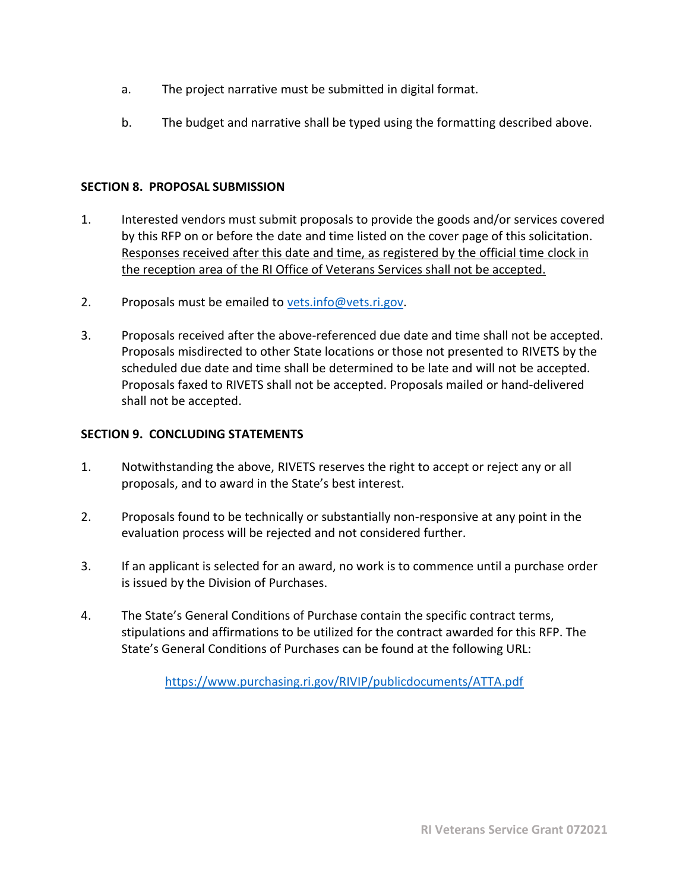a. The project narrative must be submitted in digital format.

b. The budget and narrative shall be typed using the formatting described above.

**SECTION 8. PROPOSAL SUBMISSION**

1. Interested vendors must submit proposals to provide the goods and/or services covered by this RFP on or before the date and time listed on the cover page of this solicitation. <u>Responses received after this date and time, as registered by the official time clock in the reception area of the RI Office of Veterans Services shall not be accepted.</u>

2. Proposals must be emailed to vets.info@vets.ri.gov.

3. Proposals received after the above-referenced due date and time shall not be accepted. Proposals misdirected to other State locations or those not presented to RIVETS by the scheduled due date and time shall be determined to be late and will not be accepted. Proposals faxed to RIVETS shall not be accepted. Proposals mailed or hand-delivered shall not be accepted.

**SECTION 9. CONCLUDING STATEMENTS**

1. Notwithstanding the above, RIVETS reserves the right to accept or reject any or all proposals, and to award in the State's best interest.

2. Proposals found to be technically or substantially non-responsive at any point in the evaluation process will be rejected and not considered further.

3. If an applicant is selected for an award, no work is to commence until a purchase order is issued by the Division of Purchases.

4. The State's General Conditions of Purchase contain the specific contract terms, stipulations and affirmations to be utilized for the contract awarded for this RFP. The State's General Conditions of Purchases can be found at the following URL:

   https://www.purchasing.ri.gov/RIVIP/publicdocuments/ATTA.pdf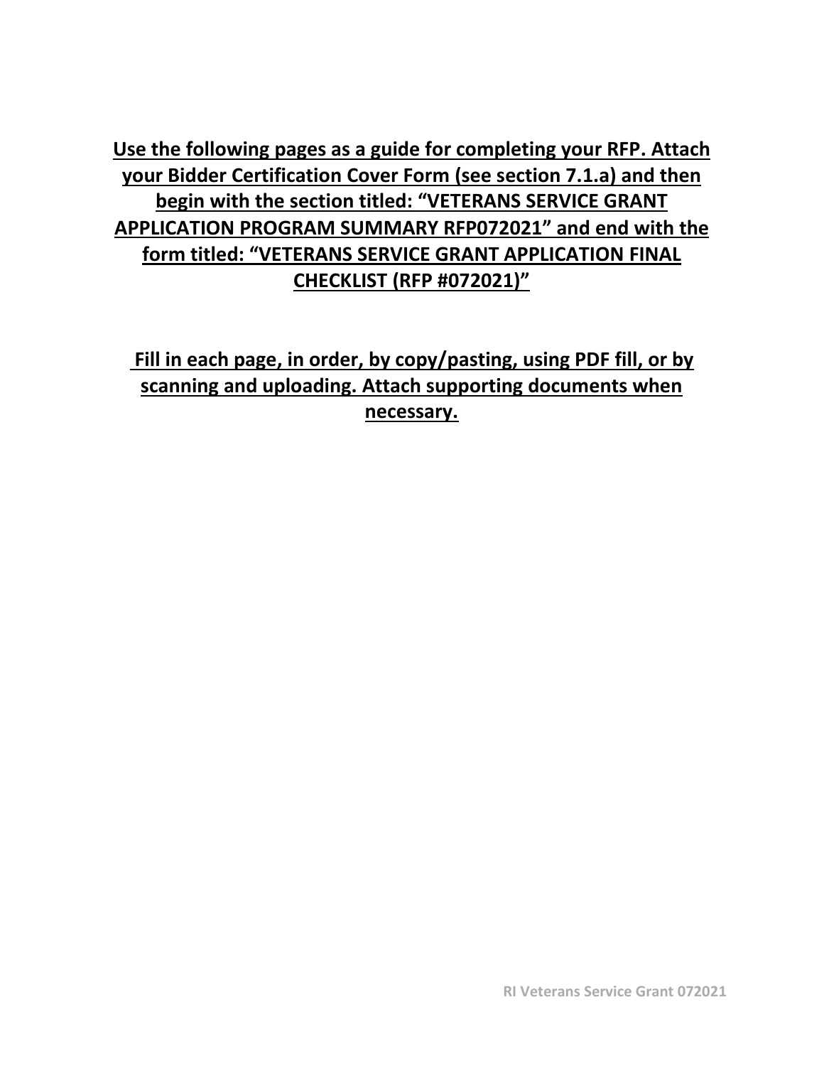**Use the following pages as a guide for completing your RFP. Attach your Bidder Certification Cover Form (see section 7.1.a) and then begin with the section titled: "VETERANS SERVICE GRANT APPLICATION PROGRAM SUMMARY RFP072021" and end with the form titled: "VETERANS SERVICE GRANT APPLICATION FINAL CHECKLIST (RFP #072021)"**

**Fill in each page, in order, by copy/pasting, using PDF fill, or by scanning and uploading. Attach supporting documents when necessary.**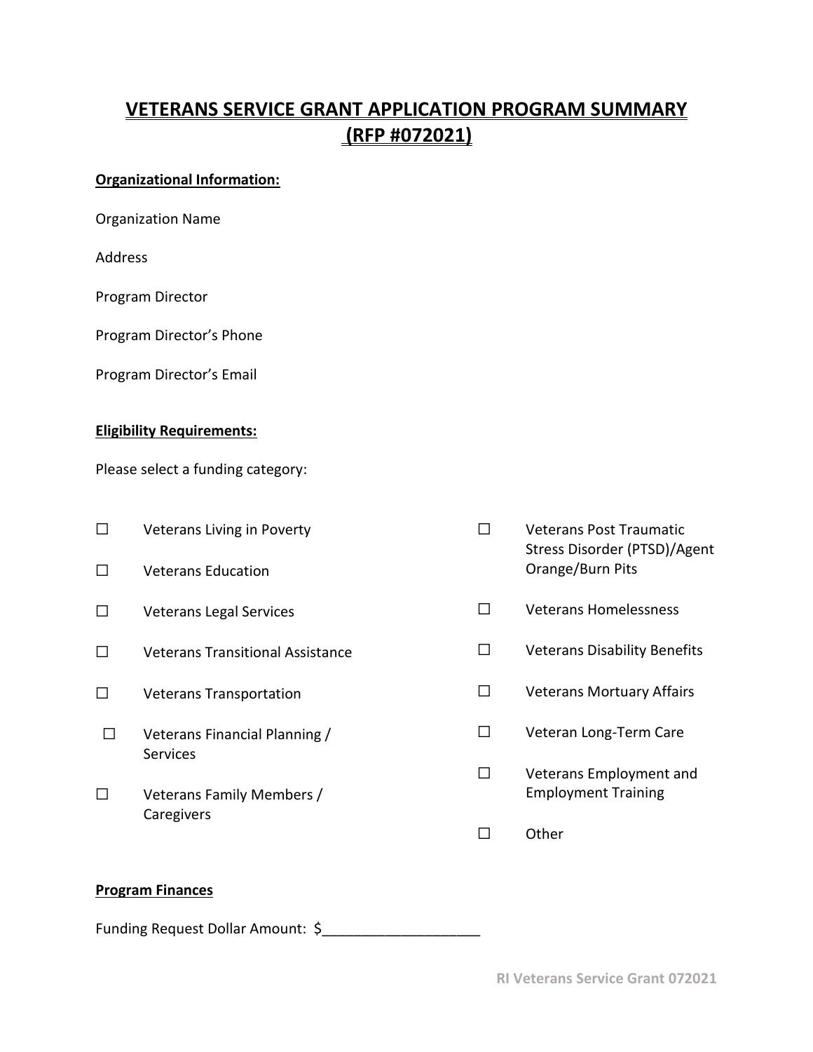# VETERANS SERVICE GRANT APPLICATION PROGRAM SUMMARY (RFP #072021)

**Organizational Information:**

Organization Name

Address

Program Director

Program Director's Phone

Program Director's Email

**Eligibility Requirements:**

Please select a funding category:

☐ Veterans Living in Poverty

☐ Veterans Education

☐ Veterans Legal Services

☐ Veterans Transitional Assistance

☐ Veterans Transportation

☐ Veterans Financial Planning / Services

☐ Veterans Family Members / Caregivers

☐ Veterans Post Traumatic Stress Disorder (PTSD)/Agent Orange/Burn Pits

☐ Veterans Homelessness

☐ Veterans Disability Benefits

☐ Veterans Mortuary Affairs

☐ Veteran Long-Term Care

☐ Veterans Employment and Employment Training

☐ Other

**Program Finances**

Funding Request Dollar Amount: $____________________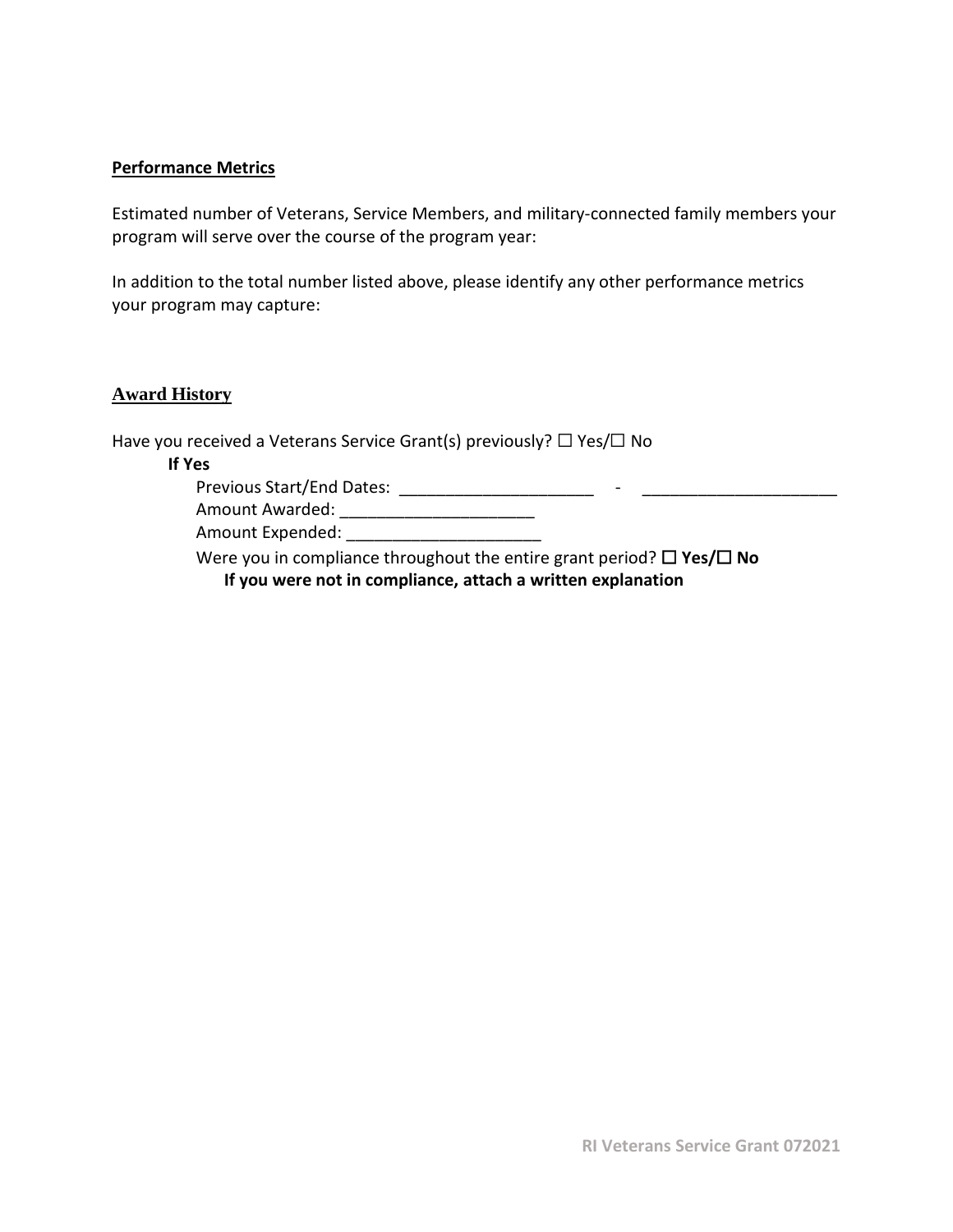**Performance Metrics**

Estimated number of Veterans, Service Members, and military-connected family members your program will serve over the course of the program year:

In addition to the total number listed above, please identify any other performance metrics your program may capture:

**Award History**

Have you received a Veterans Service Grant(s) previously? ☐ Yes/☐ No

**If Yes**

Previous Start/End Dates: _____________________ - _____________________

Amount Awarded: _____________________

Amount Expended: _____________________

Were you in compliance throughout the entire grant period? ☐ **Yes/**☐ **No**

**If you were not in compliance, attach a written explanation**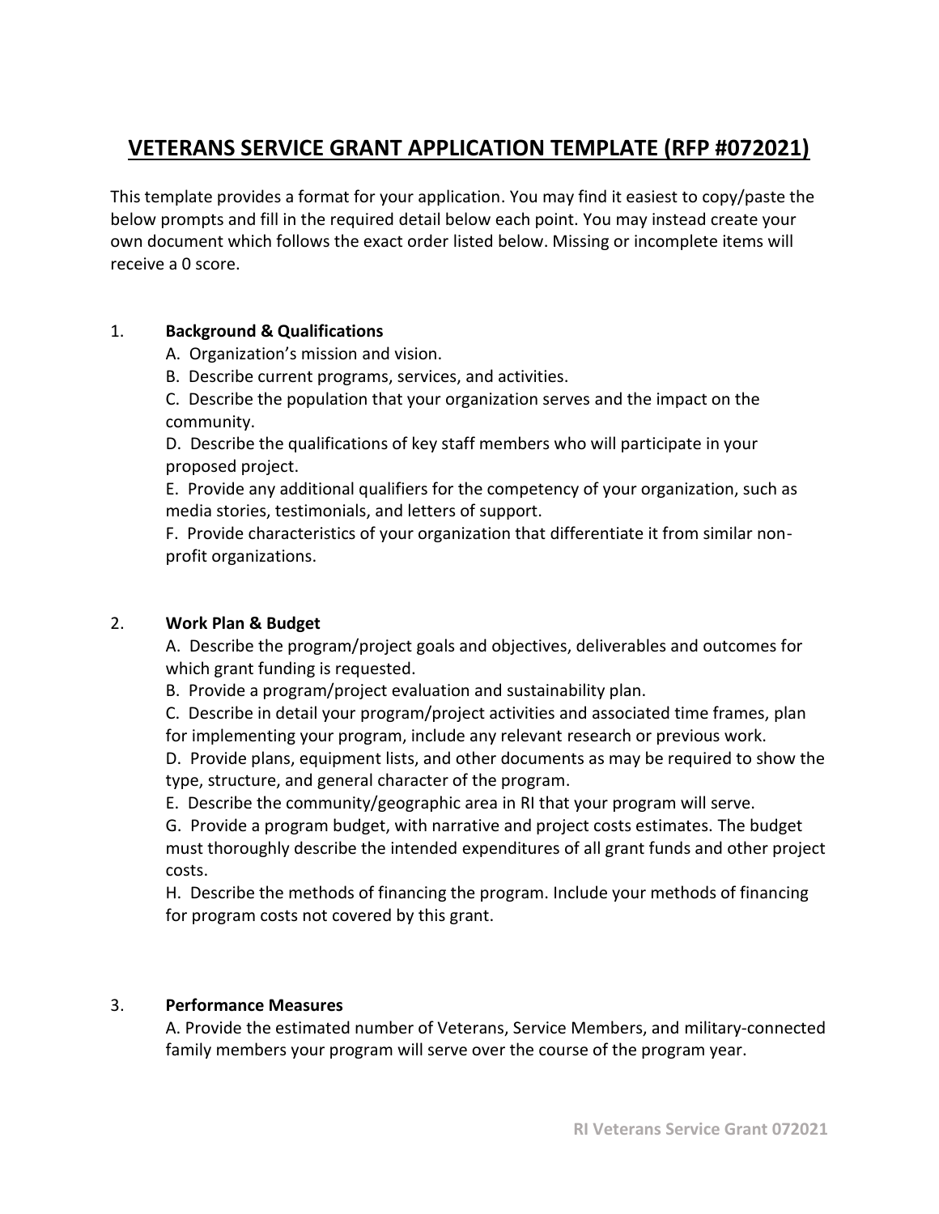# VETERANS SERVICE GRANT APPLICATION TEMPLATE (RFP #072021)

This template provides a format for your application. You may find it easiest to copy/paste the below prompts and fill in the required detail below each point. You may instead create your own document which follows the exact order listed below. Missing or incomplete items will receive a 0 score.

1. **Background & Qualifications**

   A. Organization's mission and vision.

   B. Describe current programs, services, and activities.

   C. Describe the population that your organization serves and the impact on the community.

   D. Describe the qualifications of key staff members who will participate in your proposed project.

   E. Provide any additional qualifiers for the competency of your organization, such as media stories, testimonials, and letters of support.

   F. Provide characteristics of your organization that differentiate it from similar non-profit organizations.

2. **Work Plan & Budget**

   A. Describe the program/project goals and objectives, deliverables and outcomes for which grant funding is requested.

   B. Provide a program/project evaluation and sustainability plan.

   C. Describe in detail your program/project activities and associated time frames, plan for implementing your program, include any relevant research or previous work.

   D. Provide plans, equipment lists, and other documents as may be required to show the type, structure, and general character of the program.

   E. Describe the community/geographic area in RI that your program will serve.

   G. Provide a program budget, with narrative and project costs estimates. The budget must thoroughly describe the intended expenditures of all grant funds and other project costs.

   H. Describe the methods of financing the program. Include your methods of financing for program costs not covered by this grant.

3. **Performance Measures**

   A. Provide the estimated number of Veterans, Service Members, and military-connected family members your program will serve over the course of the program year.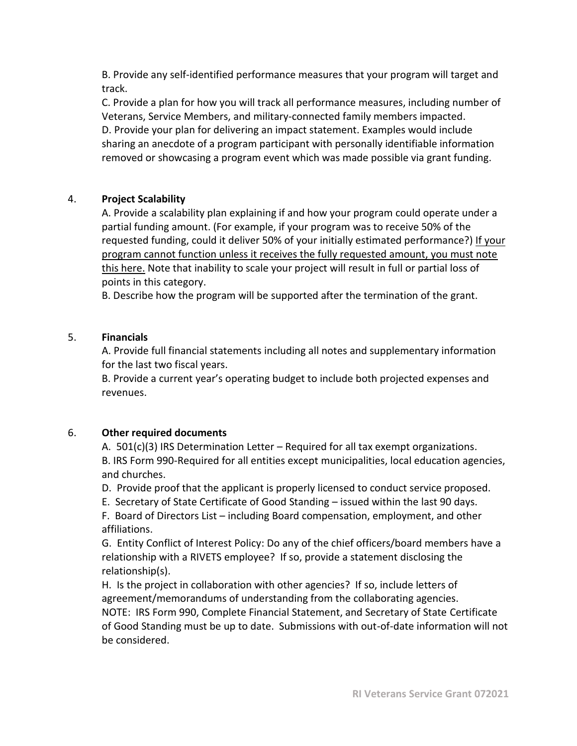B. Provide any self-identified performance measures that your program will target and track.

C. Provide a plan for how you will track all performance measures, including number of Veterans, Service Members, and military-connected family members impacted.

D. Provide your plan for delivering an impact statement. Examples would include sharing an anecdote of a program participant with personally identifiable information removed or showcasing a program event which was made possible via grant funding.

4. **Project Scalability**

A. Provide a scalability plan explaining if and how your program could operate under a partial funding amount. (For example, if your program was to receive 50% of the requested funding, could it deliver 50% of your initially estimated performance?) <u>If your program cannot function unless it receives the fully requested amount, you must note this here.</u> Note that inability to scale your project will result in full or partial loss of points in this category.

B. Describe how the program will be supported after the termination of the grant.

5. **Financials**

A. Provide full financial statements including all notes and supplementary information for the last two fiscal years.

B. Provide a current year's operating budget to include both projected expenses and revenues.

6. **Other required documents**

A. 501(c)(3) IRS Determination Letter – Required for all tax exempt organizations.

B. IRS Form 990-Required for all entities except municipalities, local education agencies, and churches.

D. Provide proof that the applicant is properly licensed to conduct service proposed.

E. Secretary of State Certificate of Good Standing – issued within the last 90 days.

F. Board of Directors List – including Board compensation, employment, and other affiliations.

G. Entity Conflict of Interest Policy: Do any of the chief officers/board members have a relationship with a RIVETS employee? If so, provide a statement disclosing the relationship(s).

H. Is the project in collaboration with other agencies? If so, include letters of agreement/memorandums of understanding from the collaborating agencies.

NOTE: IRS Form 990, Complete Financial Statement, and Secretary of State Certificate of Good Standing must be up to date. Submissions with out-of-date information will not be considered.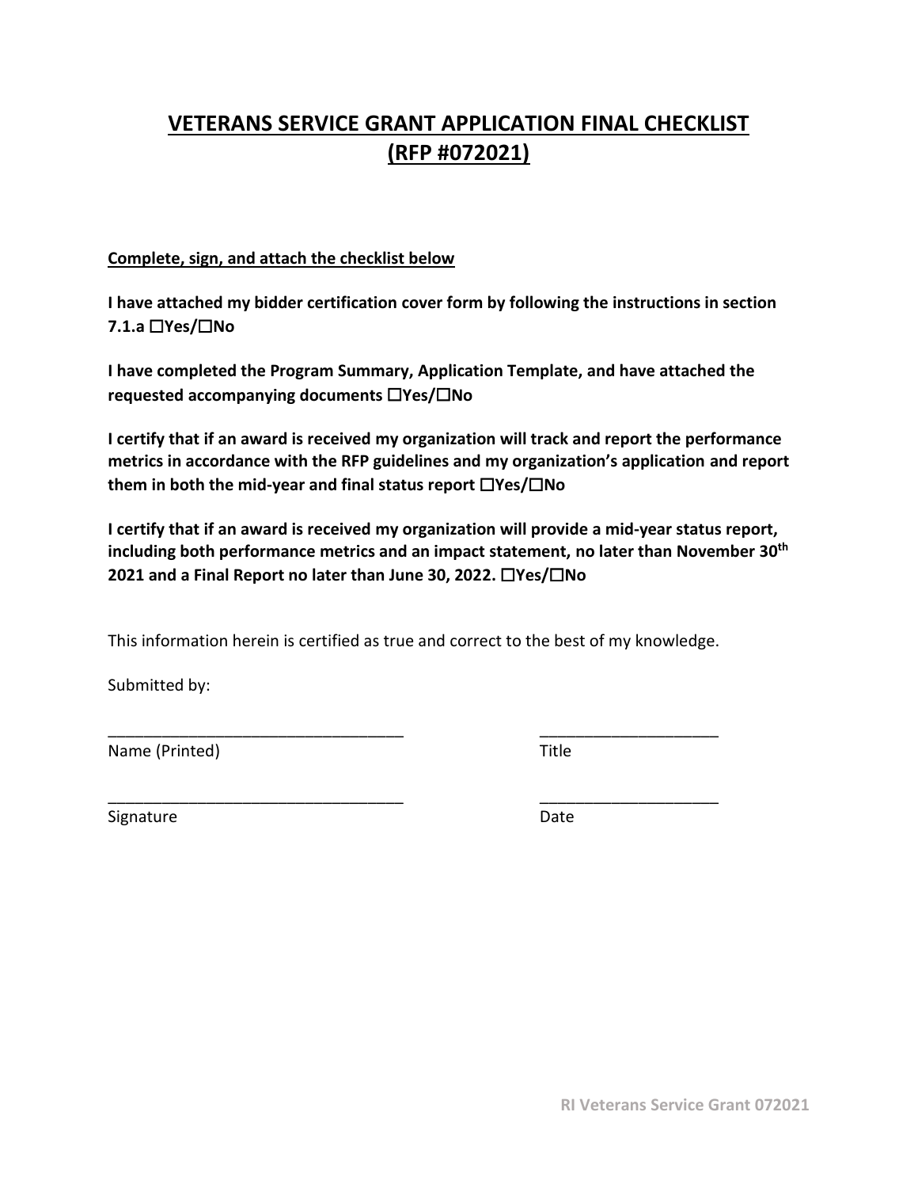# VETERANS SERVICE GRANT APPLICATION FINAL CHECKLIST (RFP #072021)

**Complete, sign, and attach the checklist below**

**I have attached my bidder certification cover form by following the instructions in section 7.1.a ☐Yes/☐No**

**I have completed the Program Summary, Application Template, and have attached the requested accompanying documents ☐Yes/☐No**

**I certify that if an award is received my organization will track and report the performance metrics in accordance with the RFP guidelines and my organization's application and report them in both the mid-year and final status report ☐Yes/☐No**

**I certify that if an award is received my organization will provide a mid-year status report, including both performance metrics and an impact statement, no later than November 30th 2021 and a Final Report no later than June 30, 2022. ☐Yes/☐No**

This information herein is certified as true and correct to the best of my knowledge.

Submitted by:

| | |
|---|---|
| ______________________________ | ____________________ |
| Name (Printed) | Title |
| ______________________________ | ____________________ |
| Signature | Date |